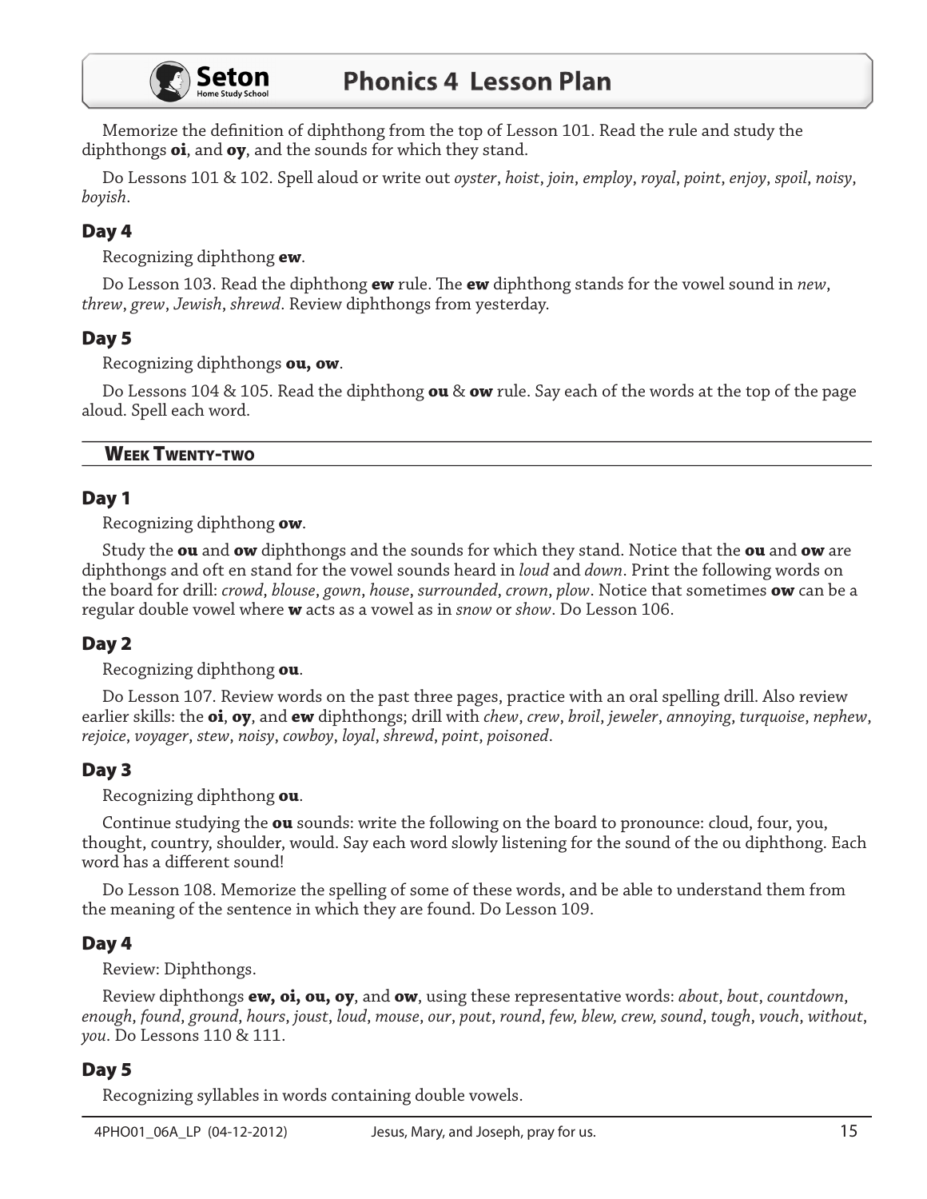Memorize the definition of diphthong from the top of Lesson 101. Read the rule and study the diphthongs **oi**, and **oy**, and the sounds for which they stand.

Do Lessons 101 & 102. Spell aloud or write out *oyster*, *hoist*, *join*, *employ*, *royal*, *point*, *enjoy*, *spoil*, *noisy*, *boyish*.

### Day 4

Recognizing diphthong **ew**.

Do Lesson 103. Read the diphthong **ew** rule. The **ew** diphthong stands for the vowel sound in *new*, *threw*, *grew*, *Jewish*, *shrewd*. Review diphthongs from yesterday.

### Day 5

Recognizing diphthongs **ou, ow**.

Do Lessons 104 & 105. Read the diphthong **ou** & **ow** rule. Say each of the words at the top of the page aloud. Spell each word.

## Week Twenty-two

### Day 1

Recognizing diphthong **ow**.

Study the **ou** and **ow** diphthongs and the sounds for which they stand. Notice that the **ou** and **ow** are diphthongs and oft en stand for the vowel sounds heard in *loud* and *down*. Print the following words on the board for drill: *crowd*, *blouse*, *gown*, *house*, *surrounded*, *crown*, *plow*. Notice that sometimes **ow** can be a regular double vowel where **w** acts as a vowel as in *snow* or *show*. Do Lesson 106.

### Day 2

Recognizing diphthong **ou**.

Do Lesson 107. Review words on the past three pages, practice with an oral spelling drill. Also review earlier skills: the **oi**, **oy**, and **ew** diphthongs; drill with *chew*, *crew*, *broil*, *jeweler*, *annoying*, *turquoise*, *nephew*, *rejoice*, *voyager*, *stew*, *noisy*, *cowboy*, *loyal*, *shrewd*, *point*, *poisoned*.

### Day 3

Recognizing diphthong **ou**.

Continue studying the **ou** sounds: write the following on the board to pronounce: cloud, four, you, thought, country, shoulder, would. Say each word slowly listening for the sound of the ou diphthong. Each word has a different sound!

Do Lesson 108. Memorize the spelling of some of these words, and be able to understand them from the meaning of the sentence in which they are found. Do Lesson 109.

### Day 4

Review: Diphthongs.

Review diphthongs **ew, oi, ou, oy**, and **ow**, using these representative words: *about*, *bout*, *countdown*, *enough*, *found*, *ground*, *hours*, *joust*, *loud*, *mouse*, *our*, *pout*, *round*, *few, blew, crew, sound*, *tough*, *vouch*, *without*, *you*. Do Lessons 110 & 111.

### Day 5

Recognizing syllables in words containing double vowels.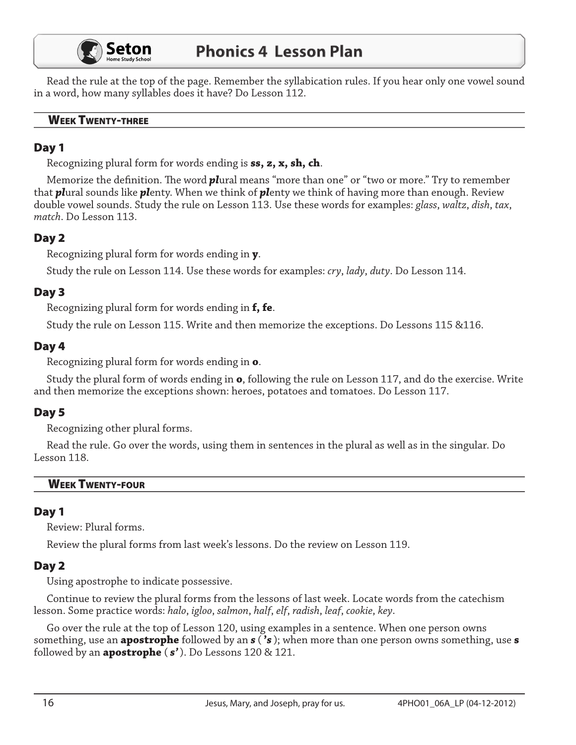Read the rule at the top of the page. Remember the syllabication rules. If you hear only one vowel sound in a word, how many syllables does it have? Do Lesson 112.

## Week Twenty-three

### Day 1

Recognizing plural form for words ending is **ss, z, x, sh, ch**.

Memorize the definition. The word ***pl***ural means "more than one" or "two or more." Try to remember that ***pl***ural sounds like ***pl***enty. When we think of ***pl***enty we think of having more than enough. Review double vowel sounds. Study the rule on Lesson 113. Use these words for examples: *glass*, *waltz*, *dish*, *tax*, *match*. Do Lesson 113.

### Day 2

Recognizing plural form for words ending in **y**.

Study the rule on Lesson 114. Use these words for examples: *cry*, *lady*, *duty*. Do Lesson 114.

### Day 3

Recognizing plural form for words ending in **f, fe**.

Study the rule on Lesson 115. Write and then memorize the exceptions. Do Lessons 115 &116.

### Day 4

Recognizing plural form for words ending in **o**.

Study the plural form of words ending in **o**, following the rule on Lesson 117, and do the exercise. Write and then memorize the exceptions shown: heroes, potatoes and tomatoes. Do Lesson 117.

### Day 5

Recognizing other plural forms.

Read the rule. Go over the words, using them in sentences in the plural as well as in the singular. Do Lesson 118.

## Week Twenty-four

### Day 1

Review: Plural forms.

Review the plural forms from last week's lessons. Do the review on Lesson 119.

### Day 2

Using apostrophe to indicate possessive.

Continue to review the plural forms from the lessons of last week. Locate words from the catechism lesson. Some practice words: *halo*, *igloo*, *salmon*, *half*, *elf*, *radish*, *leaf*, *cookie*, *key*.

Go over the rule at the top of Lesson 120, using examples in a sentence. When one person owns something, use an **apostrophe** followed by an ***s*** ( ***'s*** ); when more than one person owns something, use **s** followed by an **apostrophe** ( ***s'*** ). Do Lessons 120 & 121.

Jesus, Mary, and Joseph, pray for us.